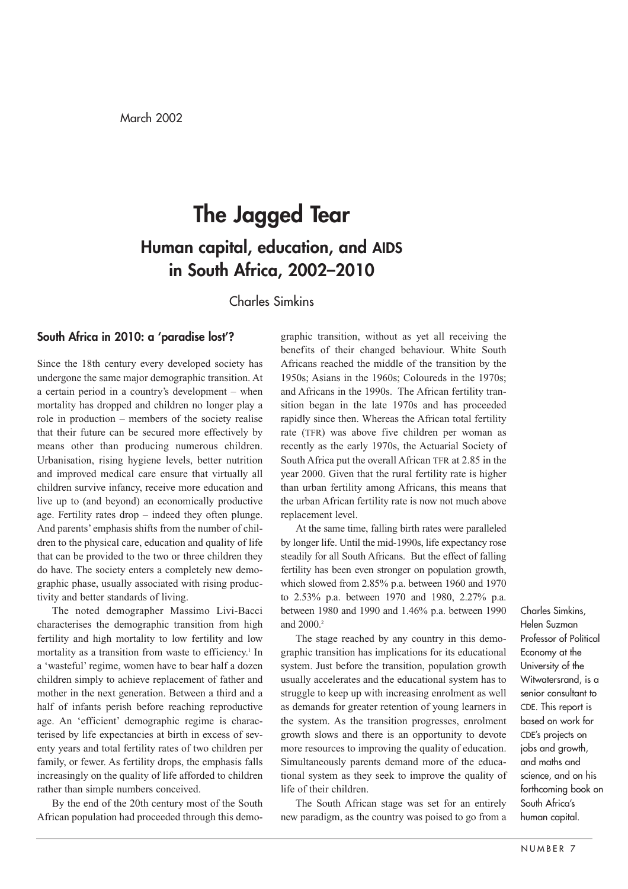March 2002

# The Jagged Tear

## Human capital, education, and AIDS in South Africa, 2002–2010

Charles Simkins

### South Africa in 2010: a 'paradise lost'?

Since the 18th century every developed society has undergone the same major demographic transition. At a certain period in a country's development – when mortality has dropped and children no longer play a role in production – members of the society realise that their future can be secured more effectively by means other than producing numerous children. Urbanisation, rising hygiene levels, better nutrition and improved medical care ensure that virtually all children survive infancy, receive more education and live up to (and beyond) an economically productive age. Fertility rates drop – indeed they often plunge. And parents' emphasis shifts from the number of children to the physical care, education and quality of life that can be provided to the two or three children they do have. The society enters a completely new demographic phase, usually associated with rising productivity and better standards of living.

The noted demographer Massimo Livi-Bacci characterises the demographic transition from high fertility and high mortality to low fertility and low mortality as a transition from waste to efficiency.[1] In a 'wasteful' regime, women have to bear half a dozen children simply to achieve replacement of father and mother in the next generation. Between a third and a half of infants perish before reaching reproductive age. An 'efficient' demographic regime is characterised by life expectancies at birth in excess of seventy years and total fertility rates of two children per family, or fewer. As fertility drops, the emphasis falls increasingly on the quality of life afforded to children rather than simple numbers conceived.

By the end of the 20th century most of the South African population had proceeded through this demographic transition, without as yet all receiving the benefits of their changed behaviour. White South Africans reached the middle of the transition by the 1950s; Asians in the 1960s; Coloureds in the 1970s; and Africans in the 1990s. The African fertility transition began in the late 1970s and has proceeded rapidly since then. Whereas the African total fertility rate (TFR) was above five children per woman as recently as the early 1970s, the Actuarial Society of South Africa put the overall African TFR at 2.85 in the year 2000. Given that the rural fertility rate is higher than urban fertility among Africans, this means that the urban African fertility rate is now not much above replacement level.

At the same time, falling birth rates were paralleled by longer life. Until the mid-1990s, life expectancy rose steadily for all South Africans. But the effect of falling fertility has been even stronger on population growth, which slowed from 2.85% p.a. between 1960 and 1970 to 2.53% p.a. between 1970 and 1980, 2.27% p.a. between 1980 and 1990 and 1.46% p.a. between 1990 and 2000.[2]

The stage reached by any country in this demographic transition has implications for its educational system. Just before the transition, population growth usually accelerates and the educational system has to struggle to keep up with increasing enrolment as well as demands for greater retention of young learners in the system. As the transition progresses, enrolment growth slows and there is an opportunity to devote more resources to improving the quality of education. Simultaneously parents demand more of the educational system as they seek to improve the quality of life of their children.

The South African stage was set for an entirely new paradigm, as the country was poised to go from a

Charles Simkins, Helen Suzman Professor of Political Economy at the University of the Witwatersrand, is a senior consultant to CDE. This report is based on work for CDE's projects on jobs and growth, and maths and science, and on his forthcoming book on South Africa's human capital.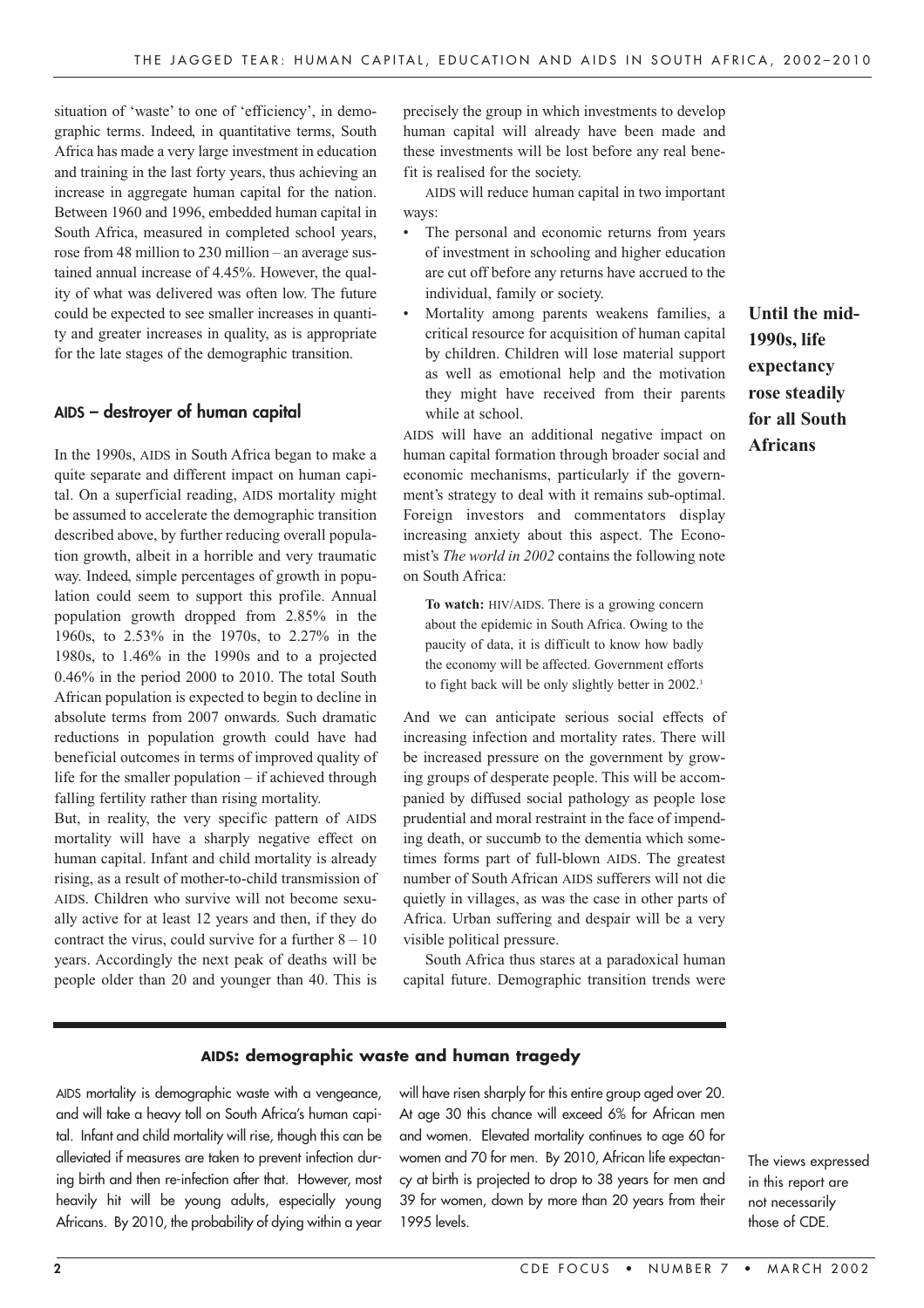situation of 'waste' to one of 'efficiency', in demographic terms. Indeed, in quantitative terms, South Africa has made a very large investment in education and training in the last forty years, thus achieving an increase in aggregate human capital for the nation. Between 1960 and 1996, embedded human capital in South Africa, measured in completed school years, rose from 48 million to 230 million – an average sustained annual increase of 4.45%. However, the quality of what was delivered was often low. The future could be expected to see smaller increases in quantity and greater increases in quality, as is appropriate for the late stages of the demographic transition.

## AIDS – destroyer of human capital

In the 1990s, AIDS in South Africa began to make a quite separate and different impact on human capital. On a superficial reading, AIDS mortality might be assumed to accelerate the demographic transition described above, by further reducing overall population growth, albeit in a horrible and very traumatic way. Indeed, simple percentages of growth in population could seem to support this profile. Annual population growth dropped from 2.85% in the 1960s, to 2.53% in the 1970s, to 2.27% in the 1980s, to 1.46% in the 1990s and to a projected 0.46% in the period 2000 to 2010. The total South African population is expected to begin to decline in absolute terms from 2007 onwards. Such dramatic reductions in population growth could have had beneficial outcomes in terms of improved quality of life for the smaller population – if achieved through falling fertility rather than rising mortality.

But, in reality, the very specific pattern of AIDS mortality will have a sharply negative effect on human capital. Infant and child mortality is already rising, as a result of mother-to-child transmission of AIDS. Children who survive will not become sexually active for at least 12 years and then, if they do contract the virus, could survive for a further 8 – 10 years. Accordingly the next peak of deaths will be people older than 20 and younger than 40. This is precisely the group in which investments to develop human capital will already have been made and these investments will be lost before any real benefit is realised for the society.

AIDS will reduce human capital in two important ways:

- The personal and economic returns from years of investment in schooling and higher education are cut off before any returns have accrued to the individual, family or society.
- Mortality among parents weakens families, a critical resource for acquisition of human capital by children. Children will lose material support as well as emotional help and the motivation they might have received from their parents while at school.

**Until the mid-1990s, life expectancy rose steadily for all South Africans**

AIDS will have an additional negative impact on human capital formation through broader social and economic mechanisms, particularly if the government's strategy to deal with it remains sub-optimal. Foreign investors and commentators display increasing anxiety about this aspect. The Economist's *The world in 2002* contains the following note on South Africa:

> **To watch:** HIV/AIDS. There is a growing concern about the epidemic in South Africa. Owing to the paucity of data, it is difficult to know how badly the economy will be affected. Government efforts to fight back will be only slightly better in 2002.[3]

And we can anticipate serious social effects of increasing infection and mortality rates. There will be increased pressure on the government by growing groups of desperate people. This will be accompanied by diffused social pathology as people lose prudential and moral restraint in the face of impending death, or succumb to the dementia which sometimes forms part of full-blown AIDS. The greatest number of South African AIDS sufferers will not die quietly in villages, as was the case in other parts of Africa. Urban suffering and despair will be a very visible political pressure.

South Africa thus stares at a paradoxical human capital future. Demographic transition trends were

### AIDS: demographic waste and human tragedy

AIDS mortality is demographic waste with a vengeance, and will take a heavy toll on South Africa's human capital. Infant and child mortality will rise, though this can be alleviated if measures are taken to prevent infection during birth and then re-infection after that. However, most heavily hit will be young adults, especially young Africans. By 2010, the probability of dying within a year will have risen sharply for this entire group aged over 20. At age 30 this chance will exceed 6% for African men and women. Elevated mortality continues to age 60 for women and 70 for men. By 2010, African life expectancy at birth is projected to drop to 38 years for men and 39 for women, down by more than 20 years from their 1995 levels.

The views expressed in this report are not necessarily those of CDE.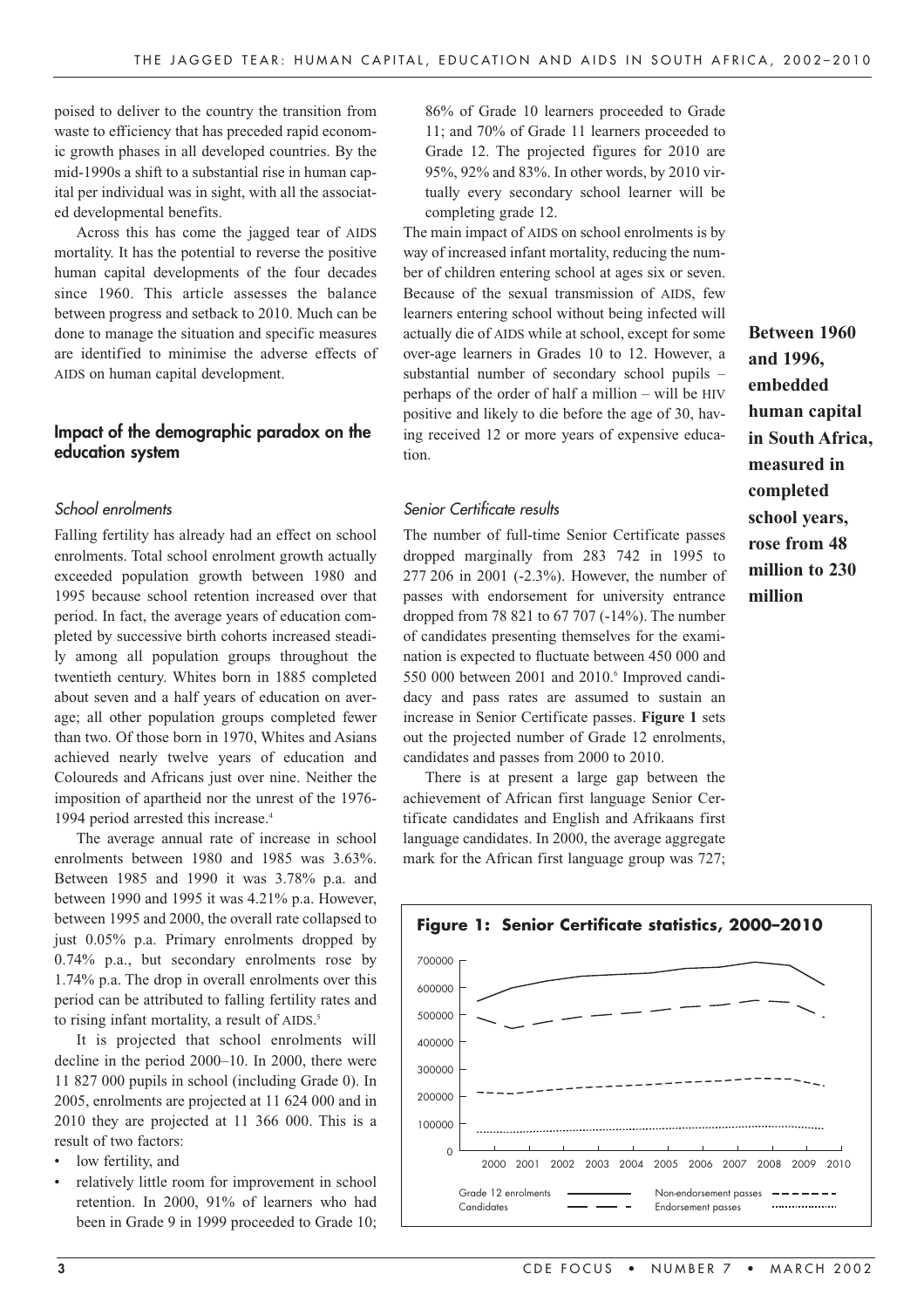poised to deliver to the country the transition from waste to efficiency that has preceded rapid economic growth phases in all developed countries. By the mid-1990s a shift to a substantial rise in human capital per individual was in sight, with all the associated developmental benefits.

Across this has come the jagged tear of AIDS mortality. It has the potential to reverse the positive human capital developments of the four decades since 1960. This article assesses the balance between progress and setback to 2010. Much can be done to manage the situation and specific measures are identified to minimise the adverse effects of AIDS on human capital development.

## Impact of the demographic paradox on the education system

### *School enrolments*

Falling fertility has already had an effect on school enrolments. Total school enrolment growth actually exceeded population growth between 1980 and 1995 because school retention increased over that period. In fact, the average years of education completed by successive birth cohorts increased steadily among all population groups throughout the twentieth century. Whites born in 1885 completed about seven and a half years of education on average; all other population groups completed fewer than two. Of those born in 1970, Whites and Asians achieved nearly twelve years of education and Coloureds and Africans just over nine. Neither the imposition of apartheid nor the unrest of the 1976-1994 period arrested this increase.[4]

The average annual rate of increase in school enrolments between 1980 and 1985 was 3.63%. Between 1985 and 1990 it was 3.78% p.a. and between 1990 and 1995 it was 4.21% p.a. However, between 1995 and 2000, the overall rate collapsed to just 0.05% p.a. Primary enrolments dropped by 0.74% p.a., but secondary enrolments rose by 1.74% p.a. The drop in overall enrolments over this period can be attributed to falling fertility rates and to rising infant mortality, a result of AIDS.[5]

It is projected that school enrolments will decline in the period 2000–10. In 2000, there were 11 827 000 pupils in school (including Grade 0). In 2005, enrolments are projected at 11 624 000 and in 2010 they are projected at 11 366 000. This is a result of two factors:

- low fertility, and
- relatively little room for improvement in school retention. In 2000, 91% of learners who had been in Grade 9 in 1999 proceeded to Grade 10; 86% of Grade 10 learners proceeded to Grade 11; and 70% of Grade 11 learners proceeded to Grade 12. The projected figures for 2010 are 95%, 92% and 83%. In other words, by 2010 virtually every secondary school learner will be completing grade 12.

The main impact of AIDS on school enrolments is by way of increased infant mortality, reducing the number of children entering school at ages six or seven. Because of the sexual transmission of AIDS, few learners entering school without being infected will actually die of AIDS while at school, except for some over-age learners in Grades 10 to 12. However, a substantial number of secondary school pupils – perhaps of the order of half a million – will be HIV positive and likely to die before the age of 30, having received 12 or more years of expensive education.

**Between 1960 and 1996, embedded human capital in South Africa, measured in completed school years, rose from 48 million to 230 million**

### *Senior Certificate results*

The number of full-time Senior Certificate passes dropped marginally from 283 742 in 1995 to 277 206 in 2001 (-2.3%). However, the number of passes with endorsement for university entrance dropped from 78 821 to 67 707 (-14%). The number of candidates presenting themselves for the examination is expected to fluctuate between 450 000 and 550 000 between 2001 and 2010.[6] Improved candidacy and pass rates are assumed to sustain an increase in Senior Certificate passes. **Figure 1** sets out the projected number of Grade 12 enrolments, candidates and passes from 2000 to 2010.

There is at present a large gap between the achievement of African first language Senior Certificate candidates and English and Afrikaans first language candidates. In 2000, the average aggregate mark for the African first language group was 727;

**Figure 1: Senior Certificate statistics, 2000–2010**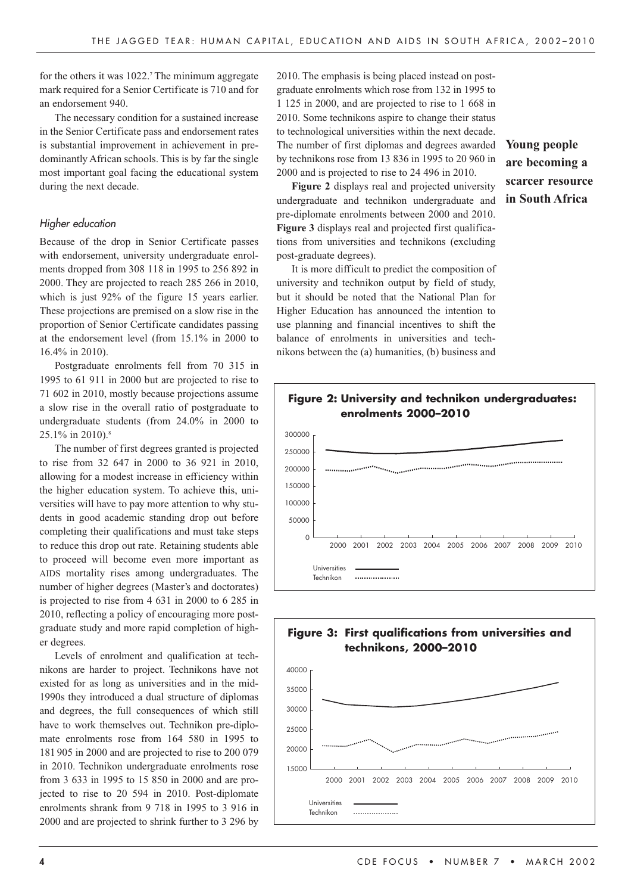for the others it was 1022.[7] The minimum aggregate mark required for a Senior Certificate is 710 and for an endorsement 940.

The necessary condition for a sustained increase in the Senior Certificate pass and endorsement rates is substantial improvement in achievement in predominantly African schools. This is by far the single most important goal facing the educational system during the next decade.

### *Higher education*

Because of the drop in Senior Certificate passes with endorsement, university undergraduate enrolments dropped from 308 118 in 1995 to 256 892 in 2000. They are projected to reach 285 266 in 2010, which is just 92% of the figure 15 years earlier. These projections are premised on a slow rise in the proportion of Senior Certificate candidates passing at the endorsement level (from 15.1% in 2000 to 16.4% in 2010).

Postgraduate enrolments fell from 70 315 in 1995 to 61 911 in 2000 but are projected to rise to 71 602 in 2010, mostly because projections assume a slow rise in the overall ratio of postgraduate to undergraduate students (from 24.0% in 2000 to 25.1% in 2010).[8]

The number of first degrees granted is projected to rise from 32 647 in 2000 to 36 921 in 2010, allowing for a modest increase in efficiency within the higher education system. To achieve this, universities will have to pay more attention to why students in good academic standing drop out before completing their qualifications and must take steps to reduce this drop out rate. Retaining students able to proceed will become even more important as AIDS mortality rises among undergraduates. The number of higher degrees (Master's and doctorates) is projected to rise from 4 631 in 2000 to 6 285 in 2010, reflecting a policy of encouraging more postgraduate study and more rapid completion of higher degrees.

Levels of enrolment and qualification at technikons are harder to project. Technikons have not existed for as long as universities and in the mid-1990s they introduced a dual structure of diplomas and degrees, the full consequences of which still have to work themselves out. Technikon pre-diplomate enrolments rose from 164 580 in 1995 to 181 905 in 2000 and are projected to rise to 200 079 in 2010. Technikon undergraduate enrolments rose from 3 633 in 1995 to 15 850 in 2000 and are projected to rise to 20 594 in 2010. Post-diplomate enrolments shrank from 9 718 in 1995 to 3 916 in 2000 and are projected to shrink further to 3 296 by 2010. The emphasis is being placed instead on postgraduate enrolments which rose from 132 in 1995 to 1 125 in 2000, and are projected to rise to 1 668 in 2010. Some technikons aspire to change their status to technological universities within the next decade. The number of first diplomas and degrees awarded by technikons rose from 13 836 in 1995 to 20 960 in 2000 and is projected to rise to 24 496 in 2010.

**Young people are becoming a scarcer resource in South Africa**

**Figure 2** displays real and projected university undergraduate and technikon undergraduate and pre-diplomate enrolments between 2000 and 2010. **Figure 3** displays real and projected first qualifications from universities and technikons (excluding post-graduate degrees).

It is more difficult to predict the composition of university and technikon output by field of study, but it should be noted that the National Plan for Higher Education has announced the intention to use planning and financial incentives to shift the balance of enrolments in universities and technikons between the (a) humanities, (b) business and

**Figure 2: University and technikon undergraduates: enrolments 2000–2010**

**Figure 3: First qualifications from universities and technikons, 2000–2010**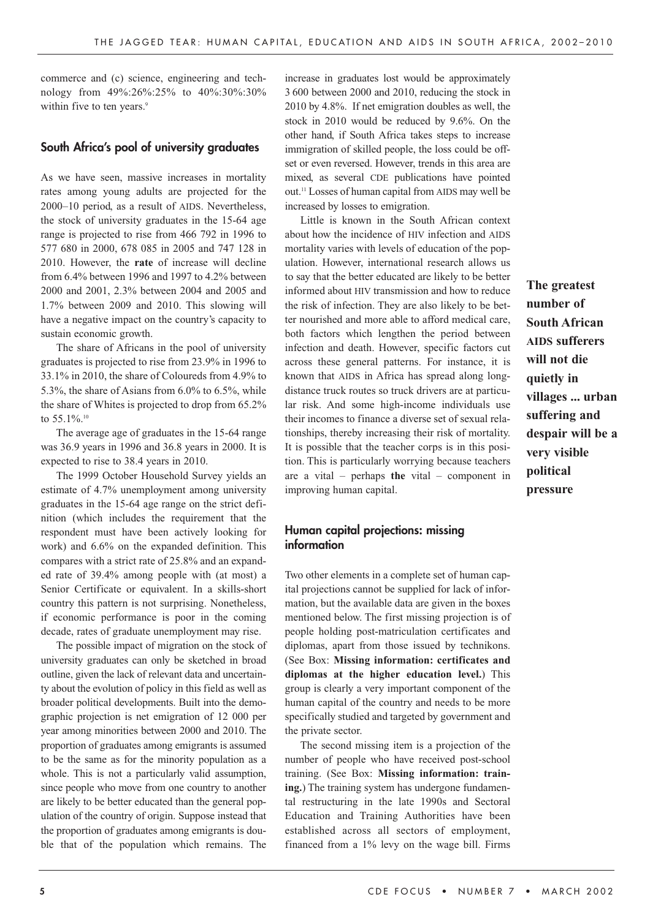commerce and (c) science, engineering and technology from 49%:26%:25% to 40%:30%:30% within five to ten years.[9]

## South Africa's pool of university graduates

As we have seen, massive increases in mortality rates among young adults are projected for the 2000–10 period, as a result of AIDS. Nevertheless, the stock of university graduates in the 15-64 age range is projected to rise from 466 792 in 1996 to 577 680 in 2000, 678 085 in 2005 and 747 128 in 2010. However, the **rate** of increase will decline from 6.4% between 1996 and 1997 to 4.2% between 2000 and 2001, 2.3% between 2004 and 2005 and 1.7% between 2009 and 2010. This slowing will have a negative impact on the country's capacity to sustain economic growth.

The share of Africans in the pool of university graduates is projected to rise from 23.9% in 1996 to 33.1% in 2010, the share of Coloureds from 4.9% to 5.3%, the share of Asians from 6.0% to 6.5%, while the share of Whites is projected to drop from 65.2% to 55.1%.[10]

The average age of graduates in the 15-64 range was 36.9 years in 1996 and 36.8 years in 2000. It is expected to rise to 38.4 years in 2010.

The 1999 October Household Survey yields an estimate of 4.7% unemployment among university graduates in the 15-64 age range on the strict definition (which includes the requirement that the respondent must have been actively looking for work) and 6.6% on the expanded definition. This compares with a strict rate of 25.8% and an expanded rate of 39.4% among people with (at most) a Senior Certificate or equivalent. In a skills-short country this pattern is not surprising. Nonetheless, if economic performance is poor in the coming decade, rates of graduate unemployment may rise.

The possible impact of migration on the stock of university graduates can only be sketched in broad outline, given the lack of relevant data and uncertainty about the evolution of policy in this field as well as broader political developments. Built into the demographic projection is net emigration of 12 000 per year among minorities between 2000 and 2010. The proportion of graduates among emigrants is assumed to be the same as for the minority population as a whole. This is not a particularly valid assumption, since people who move from one country to another are likely to be better educated than the general population of the country of origin. Suppose instead that the proportion of graduates among emigrants is double that of the population which remains. The increase in graduates lost would be approximately 3 600 between 2000 and 2010, reducing the stock in 2010 by 4.8%. If net emigration doubles as well, the stock in 2010 would be reduced by 9.6%. On the other hand, if South Africa takes steps to increase immigration of skilled people, the loss could be offset or even reversed. However, trends in this area are mixed, as several CDE publications have pointed out.[11] Losses of human capital from AIDS may well be increased by losses to emigration.

Little is known in the South African context about how the incidence of HIV infection and AIDS mortality varies with levels of education of the population. However, international research allows us to say that the better educated are likely to be better informed about HIV transmission and how to reduce the risk of infection. They are also likely to be better nourished and more able to afford medical care, both factors which lengthen the period between infection and death. However, specific factors cut across these general patterns. For instance, it is known that AIDS in Africa has spread along long-distance truck routes so truck drivers are at particular risk. And some high-income individuals use their incomes to finance a diverse set of sexual relationships, thereby increasing their risk of mortality. It is possible that the teacher corps is in this position. This is particularly worrying because teachers are a vital – perhaps **the** vital – component in improving human capital.

**The greatest number of South African AIDS sufferers will not die quietly in villages ... urban suffering and despair will be a very visible political pressure**

## Human capital projections: missing information

Two other elements in a complete set of human capital projections cannot be supplied for lack of information, but the available data are given in the boxes mentioned below. The first missing projection is of people holding post-matriculation certificates and diplomas, apart from those issued by technikons. (See Box: **Missing information: certificates and diplomas at the higher education level.**) This group is clearly a very important component of the human capital of the country and needs to be more specifically studied and targeted by government and the private sector.

The second missing item is a projection of the number of people who have received post-school training. (See Box: **Missing information: training.**) The training system has undergone fundamental restructuring in the late 1990s and Sectoral Education and Training Authorities have been established across all sectors of employment, financed from a 1% levy on the wage bill. Firms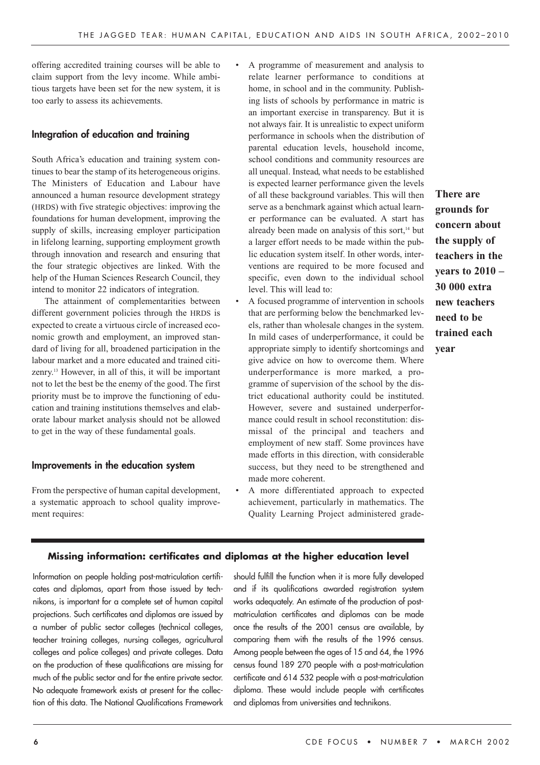offering accredited training courses will be able to claim support from the levy income. While ambitious targets have been set for the new system, it is too early to assess its achievements.

## Integration of education and training

South Africa's education and training system continues to bear the stamp of its heterogeneous origins. The Ministers of Education and Labour have announced a human resource development strategy (HRDS) with five strategic objectives: improving the foundations for human development, improving the supply of skills, increasing employer participation in lifelong learning, supporting employment growth through innovation and research and ensuring that the four strategic objectives are linked. With the help of the Human Sciences Research Council, they intend to monitor 22 indicators of integration.

The attainment of complementarities between different government policies through the HRDS is expected to create a virtuous circle of increased economic growth and employment, an improved standard of living for all, broadened participation in the labour market and a more educated and trained citizenry.[13] However, in all of this, it will be important not to let the best be the enemy of the good. The first priority must be to improve the functioning of education and training institutions themselves and elaborate labour market analysis should not be allowed to get in the way of these fundamental goals.

## Improvements in the education system

From the perspective of human capital development, a systematic approach to school quality improvement requires:

- A programme of measurement and analysis to relate learner performance to conditions at home, in school and in the community. Publishing lists of schools by performance in matric is an important exercise in transparency. But it is not always fair. It is unrealistic to expect uniform performance in schools when the distribution of parental education levels, household income, school conditions and community resources are all unequal. Instead, what needs to be established is expected learner performance given the levels of all these background variables. This will then serve as a benchmark against which actual learner performance can be evaluated. A start has already been made on analysis of this sort,[14] but a larger effort needs to be made within the public education system itself. In other words, interventions are required to be more focused and specific, even down to the individual school level. This will lead to:
- A focused programme of intervention in schools that are performing below the benchmarked levels, rather than wholesale changes in the system. In mild cases of underperformance, it could be appropriate simply to identify shortcomings and give advice on how to overcome them. Where underperformance is more marked, a programme of supervision of the school by the district educational authority could be instituted. However, severe and sustained underperformance could result in school reconstitution: dismissal of the principal and teachers and employment of new staff. Some provinces have made efforts in this direction, with considerable success, but they need to be strengthened and made more coherent.
- A more differentiated approach to expected achievement, particularly in mathematics. The Quality Learning Project administered grade-

**There are grounds for concern about the supply of teachers in the years to 2010 – 30 000 extra new teachers need to be trained each year**

### Missing information: certificates and diplomas at the higher education level

Information on people holding post-matriculation certificates and diplomas, apart from those issued by technikons, is important for a complete set of human capital projections. Such certificates and diplomas are issued by a number of public sector colleges (technical colleges, teacher training colleges, nursing colleges, agricultural colleges and police colleges) and private colleges. Data on the production of these qualifications are missing for much of the public sector and for the entire private sector. No adequate framework exists at present for the collection of this data. The National Qualifications Framework should fulfill the function when it is more fully developed and if its qualifications awarded registration system works adequately. An estimate of the production of post-matriculation certificates and diplomas can be made once the results of the 2001 census are available, by comparing them with the results of the 1996 census. Among people between the ages of 15 and 64, the 1996 census found 189 270 people with a post-matriculation certificate and 614 532 people with a post-matriculation diploma. These would include people with certificates and diplomas from universities and technikons.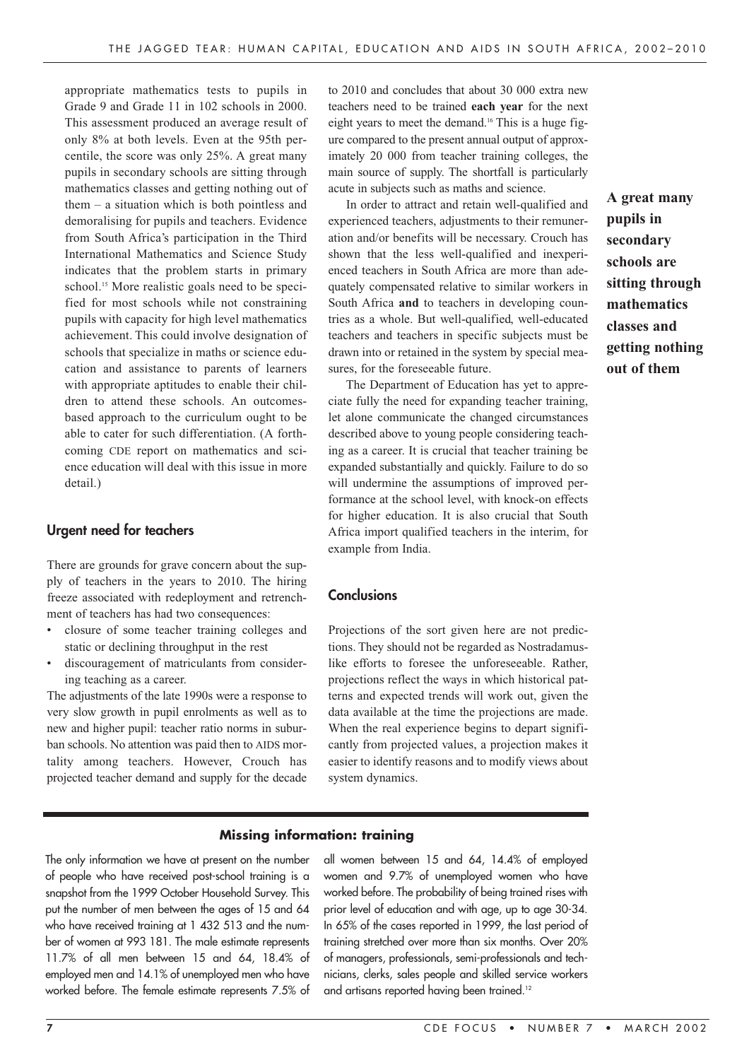appropriate mathematics tests to pupils in Grade 9 and Grade 11 in 102 schools in 2000. This assessment produced an average result of only 8% at both levels. Even at the 95th percentile, the score was only 25%. A great many pupils in secondary schools are sitting through mathematics classes and getting nothing out of them – a situation which is both pointless and demoralising for pupils and teachers. Evidence from South Africa's participation in the Third International Mathematics and Science Study indicates that the problem starts in primary school.[15] More realistic goals need to be specified for most schools while not constraining pupils with capacity for high level mathematics achievement. This could involve designation of schools that specialize in maths or science education and assistance to parents of learners with appropriate aptitudes to enable their children to attend these schools. An outcomes-based approach to the curriculum ought to be able to cater for such differentiation. (A forthcoming CDE report on mathematics and science education will deal with this issue in more detail.)

## Urgent need for teachers

There are grounds for grave concern about the supply of teachers in the years to 2010. The hiring freeze associated with redeployment and retrenchment of teachers has had two consequences:

- closure of some teacher training colleges and static or declining throughput in the rest
- discouragement of matriculants from considering teaching as a career.

The adjustments of the late 1990s were a response to very slow growth in pupil enrolments as well as to new and higher pupil: teacher ratio norms in suburban schools. No attention was paid then to AIDS mortality among teachers. However, Crouch has projected teacher demand and supply for the decade to 2010 and concludes that about 30 000 extra new teachers need to be trained **each year** for the next eight years to meet the demand.[16] This is a huge figure compared to the present annual output of approximately 20 000 from teacher training colleges, the main source of supply. The shortfall is particularly acute in subjects such as maths and science.

In order to attract and retain well-qualified and experienced teachers, adjustments to their remuneration and/or benefits will be necessary. Crouch has shown that the less well-qualified and inexperienced teachers in South Africa are more than adequately compensated relative to similar workers in South Africa **and** to teachers in developing countries as a whole. But well-qualified, well-educated teachers and teachers in specific subjects must be drawn into or retained in the system by special measures, for the foreseeable future.

The Department of Education has yet to appreciate fully the need for expanding teacher training, let alone communicate the changed circumstances described above to young people considering teaching as a career. It is crucial that teacher training be expanded substantially and quickly. Failure to do so will undermine the assumptions of improved performance at the school level, with knock-on effects for higher education. It is also crucial that South Africa import qualified teachers in the interim, for example from India.

**A great many pupils in secondary schools are sitting through mathematics classes and getting nothing out of them**

## Conclusions

Projections of the sort given here are not predictions. They should not be regarded as Nostradamus-like efforts to foresee the unforeseeable. Rather, projections reflect the ways in which historical patterns and expected trends will work out, given the data available at the time the projections are made. When the real experience begins to depart significantly from projected values, a projection makes it easier to identify reasons and to modify views about system dynamics.

### Missing information: training

The only information we have at present on the number of people who have received post-school training is a snapshot from the 1999 October Household Survey. This put the number of men between the ages of 15 and 64 who have received training at 1 432 513 and the number of women at 993 181. The male estimate represents 11.7% of all men between 15 and 64, 18.4% of employed men and 14.1% of unemployed men who have worked before. The female estimate represents 7.5% of all women between 15 and 64, 14.4% of employed women and 9.7% of unemployed women who have worked before. The probability of being trained rises with prior level of education and with age, up to age 30-34. In 65% of the cases reported in 1999, the last period of training stretched over more than six months. Over 20% of managers, professionals, semi-professionals and technicians, clerks, sales people and skilled service workers and artisans reported having been trained.[12]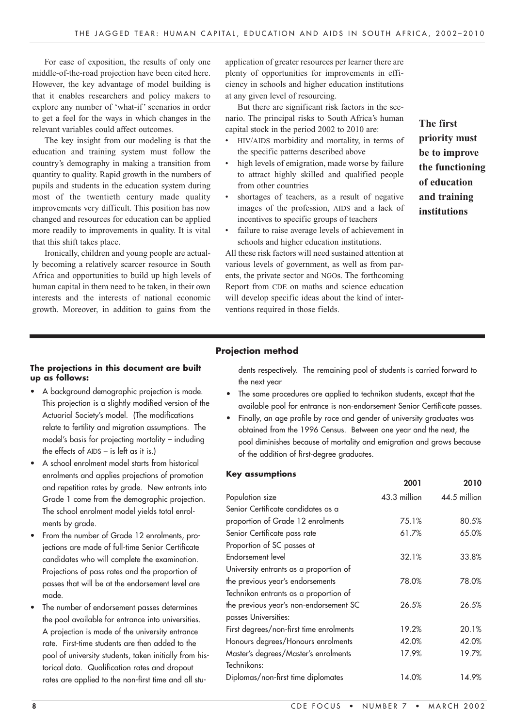For ease of exposition, the results of only one middle-of-the-road projection have been cited here. However, the key advantage of model building is that it enables researchers and policy makers to explore any number of 'what-if' scenarios in order to get a feel for the ways in which changes in the relevant variables could affect outcomes.

The key insight from our modeling is that the education and training system must follow the country's demography in making a transition from quantity to quality. Rapid growth in the numbers of pupils and students in the education system during most of the twentieth century made quality improvements very difficult. This position has now changed and resources for education can be applied more readily to improvements in quality. It is vital that this shift takes place.

Ironically, children and young people are actually becoming a relatively scarcer resource in South Africa and opportunities to build up high levels of human capital in them need to be taken, in their own interests and the interests of national economic growth. Moreover, in addition to gains from the application of greater resources per learner there are plenty of opportunities for improvements in efficiency in schools and higher education institutions at any given level of resourcing.

But there are significant risk factors in the scenario. The principal risks to South Africa's human capital stock in the period 2002 to 2010 are:

- HIV/AIDS morbidity and mortality, in terms of the specific patterns described above
- high levels of emigration, made worse by failure to attract highly skilled and qualified people from other countries
- shortages of teachers, as a result of negative images of the profession, AIDS and a lack of incentives to specific groups of teachers
- failure to raise average levels of achievement in schools and higher education institutions.

All these risk factors will need sustained attention at various levels of government, as well as from parents, the private sector and NGOs. The forthcoming Report from CDE on maths and science education will develop specific ideas about the kind of interventions required in those fields.

**The first priority must be to improve the functioning of education and training institutions**

## Projection method

**The projections in this document are built up as follows:**

- A background demographic projection is made. This projection is a slightly modified version of the Actuarial Society's model. (The modifications relate to fertility and migration assumptions. The model's basis for projecting mortality – including the effects of AIDS – is left as it is.)
- A school enrolment model starts from historical enrolments and applies projections of promotion and repetition rates by grade. New entrants into Grade 1 come from the demographic projection. The school enrolment model yields total enrolments by grade.
- From the number of Grade 12 enrolments, projections are made of full-time Senior Certificate candidates who will complete the examination. Projections of pass rates and the proportion of passes that will be at the endorsement level are made.
- The number of endorsement passes determines the pool available for entrance into universities. A projection is made of the university entrance rate. First-time students are then added to the pool of university students, taken initially from historical data. Qualification rates and dropout rates are applied to the non-first time and all students respectively. The remaining pool of students is carried forward to the next year
- The same procedures are applied to technikon students, except that the available pool for entrance is non-endorsement Senior Certificate passes.
- Finally, an age profile by race and gender of university graduates was obtained from the 1996 Census. Between one year and the next, the pool diminishes because of mortality and emigration and grows because of the addition of first-degree graduates.

### Key assumptions

| | 2001 | 2010 |
|---|---|---|
| Population size | 43.3 million | 44.5 million |
| Senior Certificate candidates as a proportion of Grade 12 enrolments | 75.1% | 80.5% |
| Senior Certificate pass rate | 61.7% | 65.0% |
| Proportion of SC passes at Endorsement level | 32.1% | 33.8% |
| University entrants as a proportion of the previous year's endorsements | 78.0% | 78.0% |
| Technikon entrants as a proportion of the previous year's non-endorsement SC passes | 26.5% | 26.5% |
| Universities: | | |
| First degrees/non-first time enrolments | 19.2% | 20.1% |
| Honours degrees/Honours enrolments | 42.0% | 42.0% |
| Master's degrees/Master's enrolments | 17.9% | 19.7% |
| Technikons: | | |
| Diplomas/non-first time diplomates | 14.0% | 14.9% |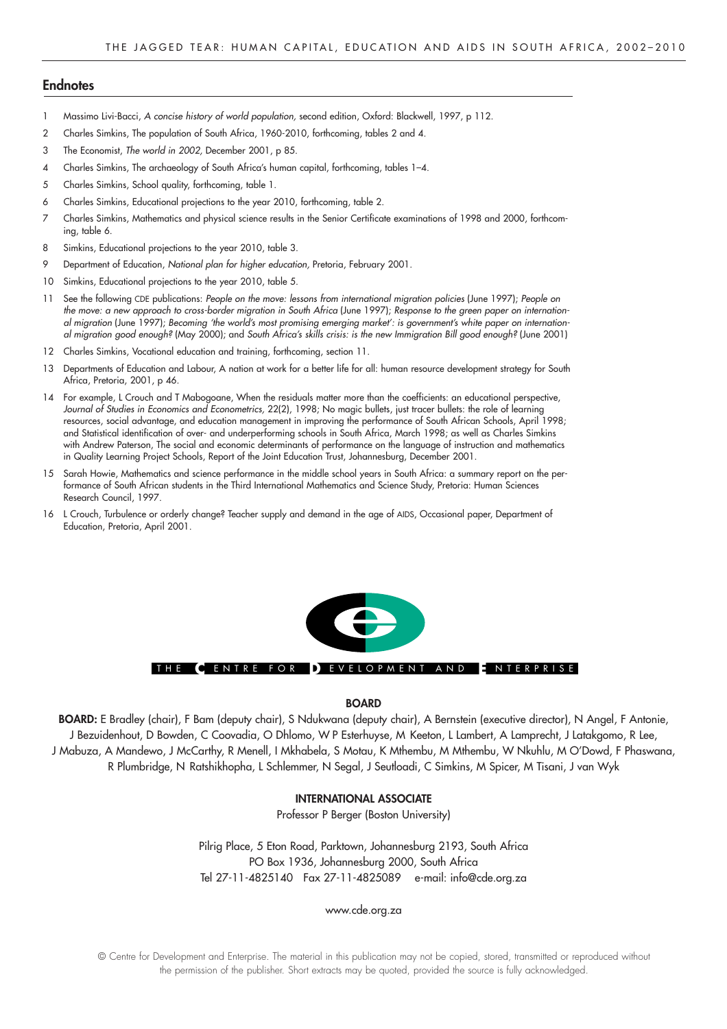## Endnotes

1. Massimo Livi-Bacci, *A concise history of world population,* second edition, Oxford: Blackwell, 1997, p 112.
2. Charles Simkins, The population of South Africa, 1960-2010, forthcoming, tables 2 and 4.
3. The Economist, *The world in 2002,* December 2001, p 85.
4. Charles Simkins, The archaeology of South Africa's human capital, forthcoming, tables 1–4.
5. Charles Simkins, School quality, forthcoming, table 1.
6. Charles Simkins, Educational projections to the year 2010, forthcoming, table 2.
7. Charles Simkins, Mathematics and physical science results in the Senior Certificate examinations of 1998 and 2000, forthcoming, table 6.
8. Simkins, Educational projections to the year 2010, table 3.
9. Department of Education, *National plan for higher education,* Pretoria, February 2001.
10. Simkins, Educational projections to the year 2010, table 5.
11. See the following CDE publications: *People on the move: lessons from international migration policies* (June 1997); *People on the move: a new approach to cross-border migration in South Africa* (June 1997); *Response to the green paper on international migration* (June 1997); *Becoming 'the world's most promising emerging market': is government's white paper on international migration good enough?* (May 2000); and *South Africa's skills crisis: is the new Immigration Bill good enough?* (June 2001)
12. Charles Simkins, Vocational education and training, forthcoming, section 11.
13. Departments of Education and Labour, A nation at work for a better life for all: human resource development strategy for South Africa, Pretoria, 2001, p 46.
14. For example, L Crouch and T Mabogoane, When the residuals matter more than the coefficients: an educational perspective, *Journal of Studies in Economics and Econometrics,* 22(2), 1998; No magic bullets, just tracer bullets: the role of learning resources, social advantage, and education management in improving the performance of South African Schools, April 1998; and Statistical identification of over- and underperforming schools in South Africa, March 1998; as well as Charles Simkins with Andrew Paterson, The social and economic determinants of performance on the language of instruction and mathematics in Quality Learning Project Schools, Report of the Joint Education Trust, Johannesburg, December 2001.
15. Sarah Howie, Mathematics and science performance in the middle school years in South Africa: a summary report on the performance of South African students in the Third International Mathematics and Science Study, Pretoria: Human Sciences Research Council, 1997.
16. L Crouch, Turbulence or orderly change? Teacher supply and demand in the age of AIDS, Occasional paper, Department of Education, Pretoria, April 2001.

THE CENTRE FOR DEVELOPMENT AND ENTERPRISE

**BOARD**

**BOARD:** E Bradley (chair), F Bam (deputy chair), S Ndukwana (deputy chair), A Bernstein (executive director), N Angel, F Antonie, J Bezuidenhout, D Bowden, C Coovadia, O Dhlomo, W P Esterhuyse, M Keeton, L Lambert, A Lamprecht, J Latakgomo, R Lee, J Mabuza, A Mandewo, J McCarthy, R Menell, I Mkhabela, S Motau, K Mthembu, M Mthembu, W Nkuhlu, M O'Dowd, F Phaswana, R Plumbridge, N Ratshikhopha, L Schlemmer, N Segal, J Seutloadi, C Simkins, M Spicer, M Tisani, J van Wyk

**INTERNATIONAL ASSOCIATE**

Professor P Berger (Boston University)

Pilrig Place, 5 Eton Road, Parktown, Johannesburg 2193, South Africa
PO Box 1936, Johannesburg 2000, South Africa
Tel 27-11-4825140 Fax 27-11-4825089 e-mail: info@cde.org.za

www.cde.org.za

© Centre for Development and Enterprise. The material in this publication may not be copied, stored, transmitted or reproduced without the permission of the publisher. Short extracts may be quoted, provided the source is fully acknowledged.